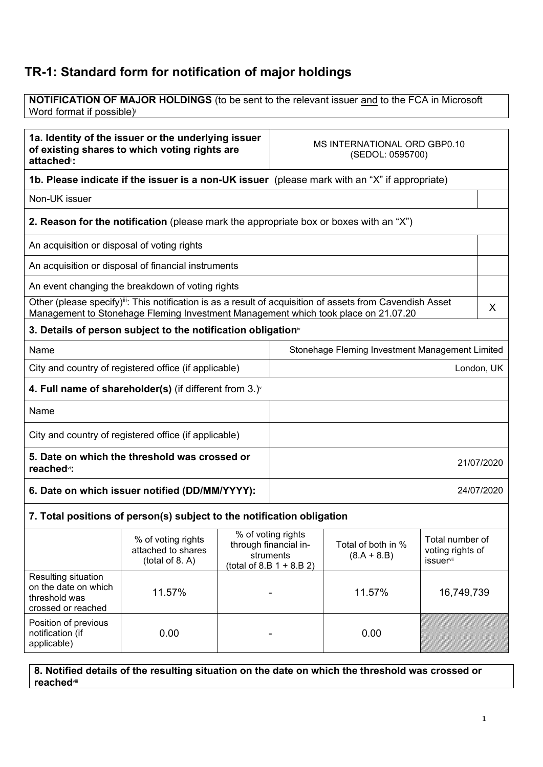## TR-1: Standard form for notification of major holdings

| **NOTIFICATION OF MAJOR HOLDINGS** (to be sent to the relevant issuer and to the FCA in Microsoft Word format if possible)[i] |
|---|

| **1a. Identity of the issuer or the underlying issuer of existing shares to which voting rights are attached**[ii]**:** | MS INTERNATIONAL ORD GBP0.10 (SEDOL: 0595700) |
|---|---|
| **1b. Please indicate if the issuer is a non-UK issuer** (please mark with an "X" if appropriate) | |
| Non-UK issuer | |
| **2. Reason for the notification** (please mark the appropriate box or boxes with an "X") | |
| An acquisition or disposal of voting rights | |
| An acquisition or disposal of financial instruments | |
| An event changing the breakdown of voting rights | |
| Other (please specify)[iii]: This notification is as a result of acquisition of assets from Cavendish Asset Management to Stonehage Fleming Investment Management which took place on 21.07.20 | X |
| **3. Details of person subject to the notification obligation**[iv] | |
| Name | Stonehage Fleming Investment Management Limited |
| City and country of registered office (if applicable) | London, UK |
| **4. Full name of shareholder(s)** (if different from 3.)[v] | |
| Name | |
| City and country of registered office (if applicable) | |
| **5. Date on which the threshold was crossed or reached**[vi]**:** | 21/07/2020 |
| **6. Date on which issuer notified (DD/MM/YYYY):** | 24/07/2020 |

**7. Total positions of person(s) subject to the notification obligation**

| | % of voting rights attached to shares (total of 8. A) | % of voting rights through financial instruments (total of 8.B 1 + 8.B 2) | Total of both in % (8.A + 8.B) | Total number of voting rights of issuer[vii] |
|---|---|---|---|---|
| Resulting situation on the date on which threshold was crossed or reached | 11.57% | - | 11.57% | 16,749,739 |
| Position of previous notification (if applicable) | 0.00 | - | 0.00 | |

| **8. Notified details of the resulting situation on the date on which the threshold was crossed or reached**[viii] |
|---|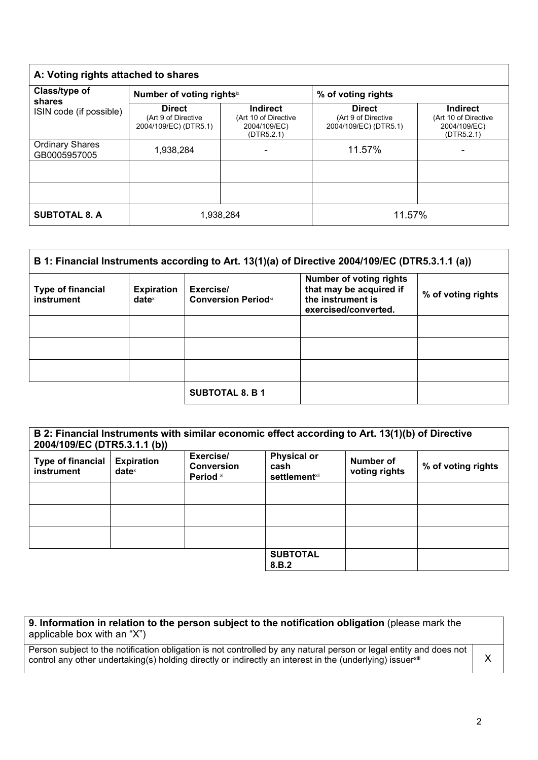| A: Voting rights attached to shares | | | | |
|---|---|---|---|---|
| Class/type of shares<br>ISIN code (if possible) | Number of voting rights[ix] | | % of voting rights | |
| | Direct<br>(Art 9 of Directive 2004/109/EC) (DTR5.1) | Indirect<br>(Art 10 of Directive 2004/109/EC) (DTR5.2.1) | Direct<br>(Art 9 of Directive 2004/109/EC) (DTR5.1) | Indirect<br>(Art 10 of Directive 2004/109/EC) (DTR5.2.1) |
| Ordinary Shares GB0005957005 | 1,938,284 | - | 11.57% | - |
| | | | | |
| | | | | |
| **SUBTOTAL 8. A** | 1,938,284 | | 11.57% | |

| B 1: Financial Instruments according to Art. 13(1)(a) of Directive 2004/109/EC (DTR5.3.1.1 (a)) | | | | |
|---|---|---|---|---|
| **Type of financial instrument** | **Expiration date**[x] | **Exercise/ Conversion Period**[xi] | **Number of voting rights that may be acquired if the instrument is exercised/converted.** | **% of voting rights** |
| | | | | |
| | | | | |
| | | | | |
| | | **SUBTOTAL 8. B 1** | | |

| B 2: Financial Instruments with similar economic effect according to Art. 13(1)(b) of Directive 2004/109/EC (DTR5.3.1.1 (b)) | | | | | |
|---|---|---|---|---|---|
| **Type of financial instrument** | **Expiration date**[x] | **Exercise/ Conversion Period** [xi] | **Physical or cash settlement**[xii] | **Number of voting rights** | **% of voting rights** |
| | | | | | |
| | | | | | |
| | | | | | |
| | | | **SUBTOTAL 8.B.2** | | |

| **9. Information in relation to the person subject to the notification obligation** (please mark the applicable box with an "X") | |
|---|---|
| Person subject to the notification obligation is not controlled by any natural person or legal entity and does not control any other undertaking(s) holding directly or indirectly an interest in the (underlying) issuer[xiii] | X |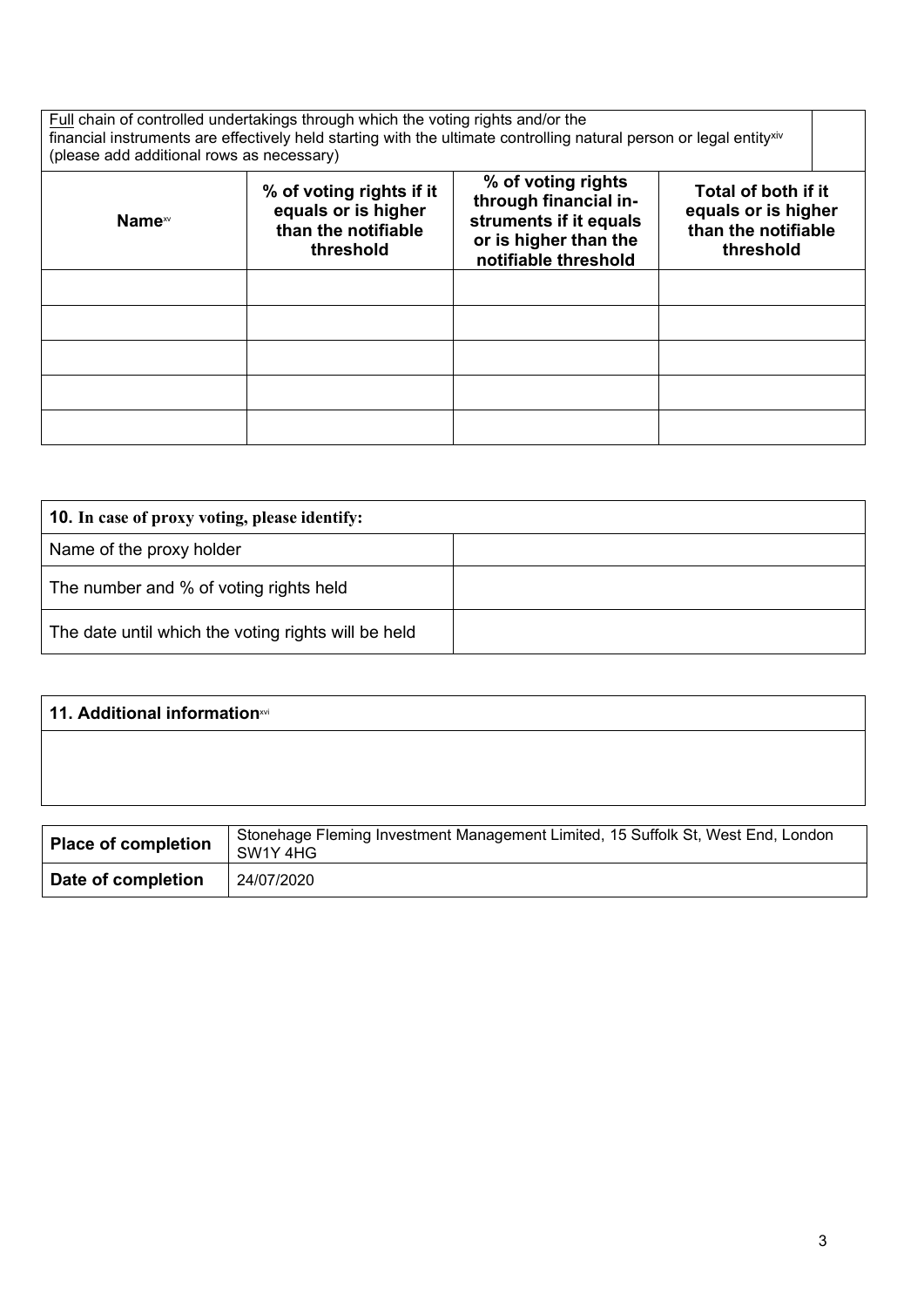| Full chain of controlled undertakings through which the voting rights and/or the financial instruments are effectively held starting with the ultimate controlling natural person or legal entity[xiv] (please add additional rows as necessary) | | | |
|---|---|---|---|
| **Name**[xv] | **% of voting rights if it equals or is higher than the notifiable threshold** | **% of voting rights through financial instruments if it equals or is higher than the notifiable threshold** | **Total of both if it equals or is higher than the notifiable threshold** |
| | | | |
| | | | |
| | | | |
| | | | |
| | | | |

| **10. In case of proxy voting, please identify:** | |
|---|---|
| Name of the proxy holder | |
| The number and % of voting rights held | |
| The date until which the voting rights will be held | |

| **11. Additional information**[xvi] |
|---|
| |

| | |
|---|---|
| **Place of completion** | Stonehage Fleming Investment Management Limited, 15 Suffolk St, West End, London SW1Y 4HG |
| **Date of completion** | 24/07/2020 |